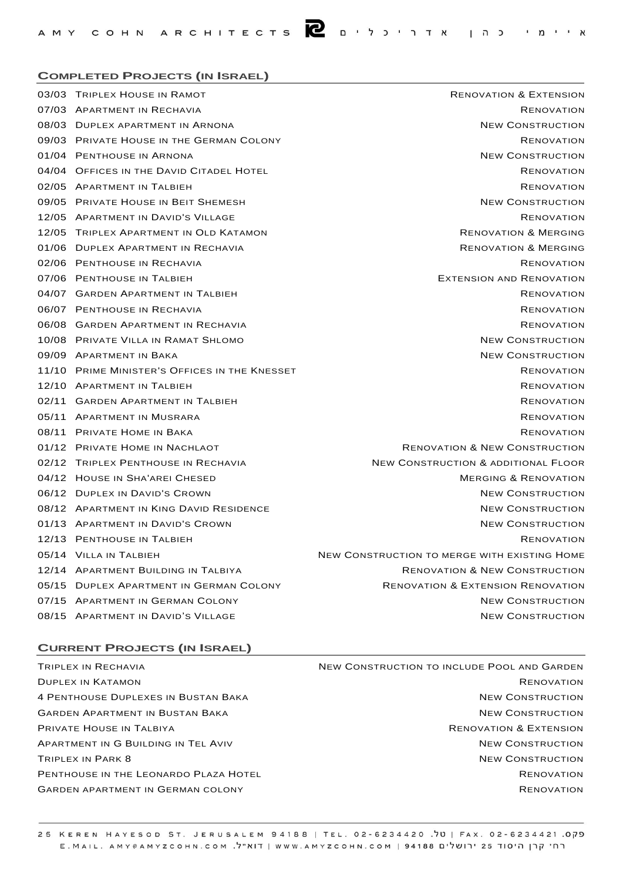## Completed Projects (in Israel)

| Date | Project | Type |
|---|---|---|
| 03/03 | Triplex House in Ramot | Renovation & Extension |
| 07/03 | Apartment in Rechavia | Renovation |
| 08/03 | Duplex apartment in Arnona | New Construction |
| 09/03 | Private House in the German Colony | Renovation |
| 01/04 | Penthouse in Arnona | New Construction |
| 04/04 | Offices in the David Citadel Hotel | Renovation |
| 02/05 | Apartment in Talbieh | Renovation |
| 09/05 | Private House in Beit Shemesh | New Construction |
| 12/05 | Apartment in David's Village | Renovation |
| 12/05 | Triplex Apartment in Old Katamon | Renovation & Merging |
| 01/06 | Duplex Apartment in Rechavia | Renovation & Merging |
| 02/06 | Penthouse in Rechavia | Renovation |
| 07/06 | Penthouse in Talbieh | Extension and Renovation |
| 04/07 | Garden Apartment in Talbieh | Renovation |
| 06/07 | Penthouse in Rechavia | Renovation |
| 06/08 | Garden Apartment in Rechavia | Renovation |
| 10/08 | Private Villa in Ramat Shlomo | New Construction |
| 09/09 | Apartment in Baka | New Construction |
| 11/10 | Prime Minister's Offices in the Knesset | Renovation |
| 12/10 | Apartment in Talbieh | Renovation |
| 02/11 | Garden Apartment in Talbieh | Renovation |
| 05/11 | Apartment in Musrara | Renovation |
| 08/11 | Private Home in Baka | Renovation |
| 01/12 | Private Home in Nachlaot | Renovation & New Construction |
| 02/12 | Triplex Penthouse in Rechavia | New Construction & additional Floor |
| 04/12 | House in Sha'arei Chesed | Merging & Renovation |
| 06/12 | Duplex in David's Crown | New Construction |
| 08/12 | Apartment in King David Residence | New Construction |
| 01/13 | Apartment in David's Crown | New Construction |
| 12/13 | Penthouse in Talbieh | Renovation |
| 05/14 | Villa in Talbieh | New Construction to merge with existing Home |
| 12/14 | Apartment Building in Talbiya | Renovation & New Construction |
| 05/15 | Duplex Apartment in German Colony | Renovation & Extension Renovation |
| 07/15 | Apartment in German Colony | New Construction |
| 08/15 | Apartment in David's Village | New Construction |

## Current Projects (in Israel)

| Project | Type |
|---|---|
| Triplex in Rechavia | New Construction to include Pool and Garden |
| Duplex in Katamon | Renovation |
| 4 Penthouse Duplexes in Bustan Baka | New Construction |
| Garden Apartment in Bustan Baka | New Construction |
| Private House in Talbiya | Renovation & Extension |
| Apartment in G Building in Tel Aviv | New Construction |
| Triplex in Park 8 | New Construction |
| Penthouse in the Leonardo Plaza Hotel | Renovation |
| Garden apartment in German colony | Renovation |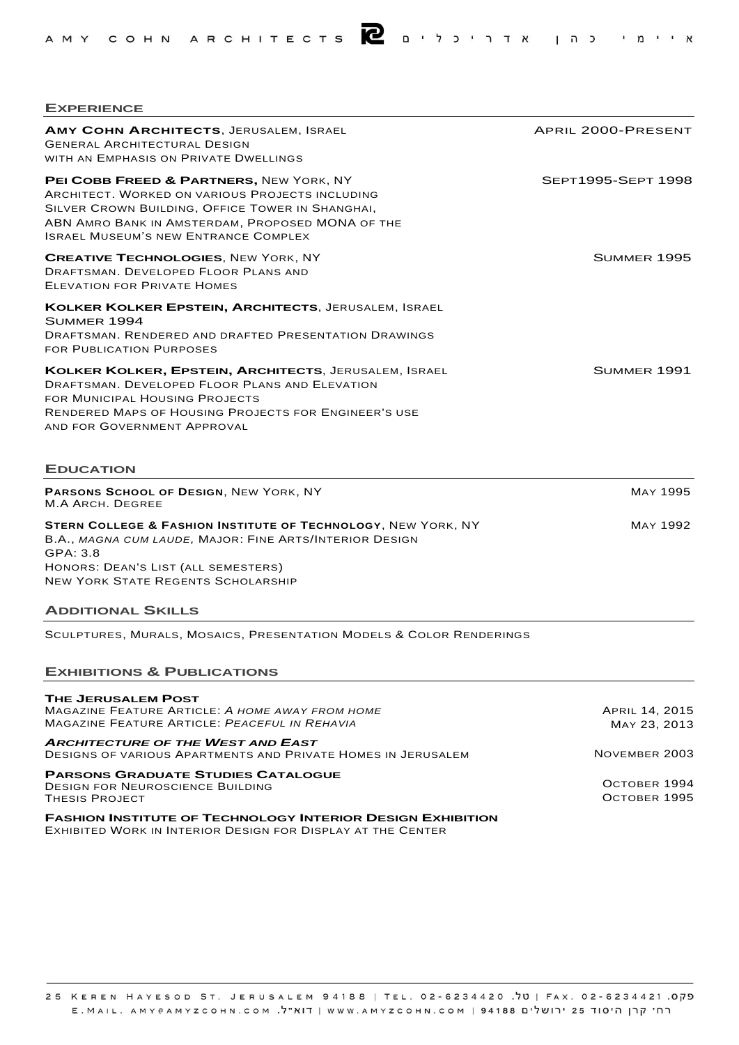## Experience

**Amy Cohn Architects**, Jerusalem, Israel — April 2000-Present
General Architectural Design
with an Emphasis on Private Dwellings

**Pei Cobb Freed & Partners,** New York, NY — Sept1995-Sept 1998
Architect. Worked on various Projects including
Silver Crown Building, Office Tower in Shanghai,
ABN Amro Bank in Amsterdam, Proposed MONA of the
Israel Museum's new Entrance Complex

**Creative Technologies**, New York, NY — Summer 1995
Draftsman. Developed Floor Plans and
Elevation for Private Homes

**Kolker Kolker Epstein, Architects**, Jerusalem, Israel
Summer 1994
Draftsman. Rendered and drafted Presentation Drawings
for Publication Purposes

**Kolker Kolker, Epstein, Architects**, Jerusalem, Israel — Summer 1991
Draftsman. Developed Floor Plans and Elevation
for Municipal Housing Projects
Rendered Maps of Housing Projects for Engineer's use
and for Government Approval

## Education

**Parsons School of Design**, New York, NY — May 1995
M.A Arch. Degree

**Stern College & Fashion Institute of Technology**, New York, NY — May 1992
B.A., *Magna cum Laude,* Major: Fine Arts/Interior Design
GPA: 3.8
Honors: Dean's List (all semesters)
New York State Regents Scholarship

## Additional Skills

Sculptures, Murals, Mosaics, Presentation Models & Color Renderings

## Exhibitions & Publications

**The Jerusalem Post**
Magazine Feature Article: *A home away from home* — April 14, 2015
Magazine Feature Article: *Peaceful in Rehavia* — May 23, 2013

***Architecture of the West and East***
Designs of various Apartments and Private Homes in Jerusalem — November 2003

**Parsons Graduate Studies Catalogue**
Design for Neuroscience Building — October 1994
Thesis Project — October 1995

**Fashion Institute of Technology Interior Design Exhibition**
Exhibited Work in Interior Design for Display at the Center

25 Keren Hayesod St. Jerusalem 94188 | Tel. 02-6234420 .טל | Fax. 02-6234421 .פקס
E.Mail. amy@amyzcohn.com .דוא"ל | www.amyzcohn.com | רחי קרן היסוד 25 ירושלים 94188